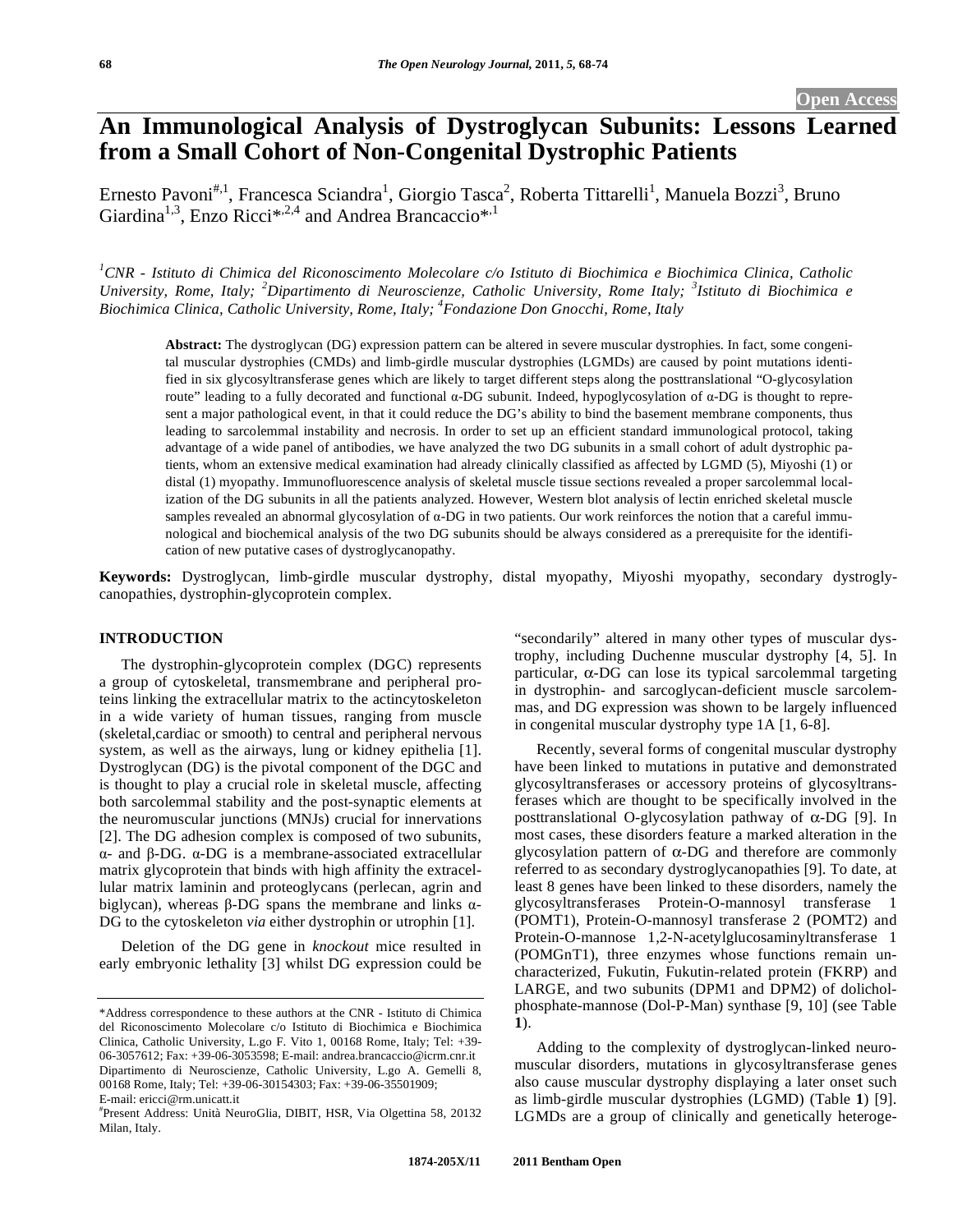Open Access

# An Immunological Analysis of Dystroglycan Subunits: Lessons Learned from a Small Cohort of Non-Congenital Dystrophic Patients

Ernesto Pavoni[#,1], Francesca Sciandra[1], Giorgio Tasca[2], Roberta Tittarelli[1], Manuela Bozzi[3], Bruno Giardina[1,3], Enzo Ricci*[,2,4] and Andrea Brancaccio*[,1]

*[1]CNR - Istituto di Chimica del Riconoscimento Molecolare c/o Istituto di Biochimica e Biochimica Clinica, Catholic University, Rome, Italy; [2]Dipartimento di Neuroscienze, Catholic University, Rome Italy; [3]Istituto di Biochimica e Biochimica Clinica, Catholic University, Rome, Italy; [4]Fondazione Don Gnocchi, Rome, Italy*

**Abstract:** The dystroglycan (DG) expression pattern can be altered in severe muscular dystrophies. In fact, some congenital muscular dystrophies (CMDs) and limb-girdle muscular dystrophies (LGMDs) are caused by point mutations identified in six glycosyltransferase genes which are likely to target different steps along the posttranslational "O-glycosylation route" leading to a fully decorated and functional α-DG subunit. Indeed, hypoglycosylation of α-DG is thought to represent a major pathological event, in that it could reduce the DG's ability to bind the basement membrane components, thus leading to sarcolemmal instability and necrosis. In order to set up an efficient standard immunological protocol, taking advantage of a wide panel of antibodies, we have analyzed the two DG subunits in a small cohort of adult dystrophic patients, whom an extensive medical examination had already clinically classified as affected by LGMD (5), Miyoshi (1) or distal (1) myopathy. Immunofluorescence analysis of skeletal muscle tissue sections revealed a proper sarcolemmal localization of the DG subunits in all the patients analyzed. However, Western blot analysis of lectin enriched skeletal muscle samples revealed an abnormal glycosylation of α-DG in two patients. Our work reinforces the notion that a careful immunological and biochemical analysis of the two DG subunits should be always considered as a prerequisite for the identification of new putative cases of dystroglycanopathy.

**Keywords:** Dystroglycan, limb-girdle muscular dystrophy, distal myopathy, Miyoshi myopathy, secondary dystroglycanopathies, dystrophin-glycoprotein complex.

## INTRODUCTION

The dystrophin-glycoprotein complex (DGC) represents a group of cytoskeletal, transmembrane and peripheral proteins linking the extracellular matrix to the actincytoskeleton in a wide variety of human tissues, ranging from muscle (skeletal,cardiac or smooth) to central and peripheral nervous system, as well as the airways, lung or kidney epithelia [1]. Dystroglycan (DG) is the pivotal component of the DGC and is thought to play a crucial role in skeletal muscle, affecting both sarcolemmal stability and the post-synaptic elements at the neuromuscular junctions (MNJs) crucial for innervations [2]. The DG adhesion complex is composed of two subunits, α- and β-DG. α-DG is a membrane-associated extracellular matrix glycoprotein that binds with high affinity the extracellular matrix laminin and proteoglycans (perlecan, agrin and biglycan), whereas β-DG spans the membrane and links α-DG to the cytoskeleton *via* either dystrophin or utrophin [1].

Deletion of the DG gene in *knockout* mice resulted in early embryonic lethality [3] whilst DG expression could be "secondarily" altered in many other types of muscular dystrophy, including Duchenne muscular dystrophy [4, 5]. In particular, α-DG can lose its typical sarcolemmal targeting in dystrophin- and sarcoglycan-deficient muscle sarcolemmas, and DG expression was shown to be largely influenced in congenital muscular dystrophy type 1A [1, 6-8].

Recently, several forms of congenital muscular dystrophy have been linked to mutations in putative and demonstrated glycosyltransferases or accessory proteins of glycosyltransferases which are thought to be specifically involved in the posttranslational O-glycosylation pathway of α-DG [9]. In most cases, these disorders feature a marked alteration in the glycosylation pattern of α-DG and therefore are commonly referred to as secondary dystroglycanopathies [9]. To date, at least 8 genes have been linked to these disorders, namely the glycosyltransferases Protein-O-mannosyl transferase 1 (POMT1), Protein-O-mannosyl transferase 2 (POMT2) and Protein-O-mannose 1,2-N-acetylglucosaminyltransferase 1 (POMGnT1), three enzymes whose functions remain uncharacterized, Fukutin, Fukutin-related protein (FKRP) and LARGE, and two subunits (DPM1 and DPM2) of dolichol-phosphate-mannose (Dol-P-Man) synthase [9, 10] (see Table **1**).

Adding to the complexity of dystroglycan-linked neuromuscular disorders, mutations in glycosyltransferase genes also cause muscular dystrophy displaying a later onset such as limb-girdle muscular dystrophies (LGMD) (Table **1**) [9]. LGMDs are a group of clinically and genetically heteroge-

*Address correspondence to these authors at the CNR - Istituto di Chimica del Riconoscimento Molecolare c/o Istituto di Biochimica e Biochimica Clinica, Catholic University, L.go F. Vito 1, 00168 Rome, Italy; Tel: +39-06-3057612; Fax: +39-06-3053598; E-mail: andrea.brancaccio@icrm.cnr.it
Dipartimento di Neuroscienze, Catholic University, L.go A. Gemelli 8, 00168 Rome, Italy; Tel: +39-06-30154303; Fax: +39-06-35501909; E-mail: ericci@rm.unicatt.it

[#]Present Address: Unità NeuroGlia, DIBIT, HSR, Via Olgettina 58, 20132 Milan, Italy.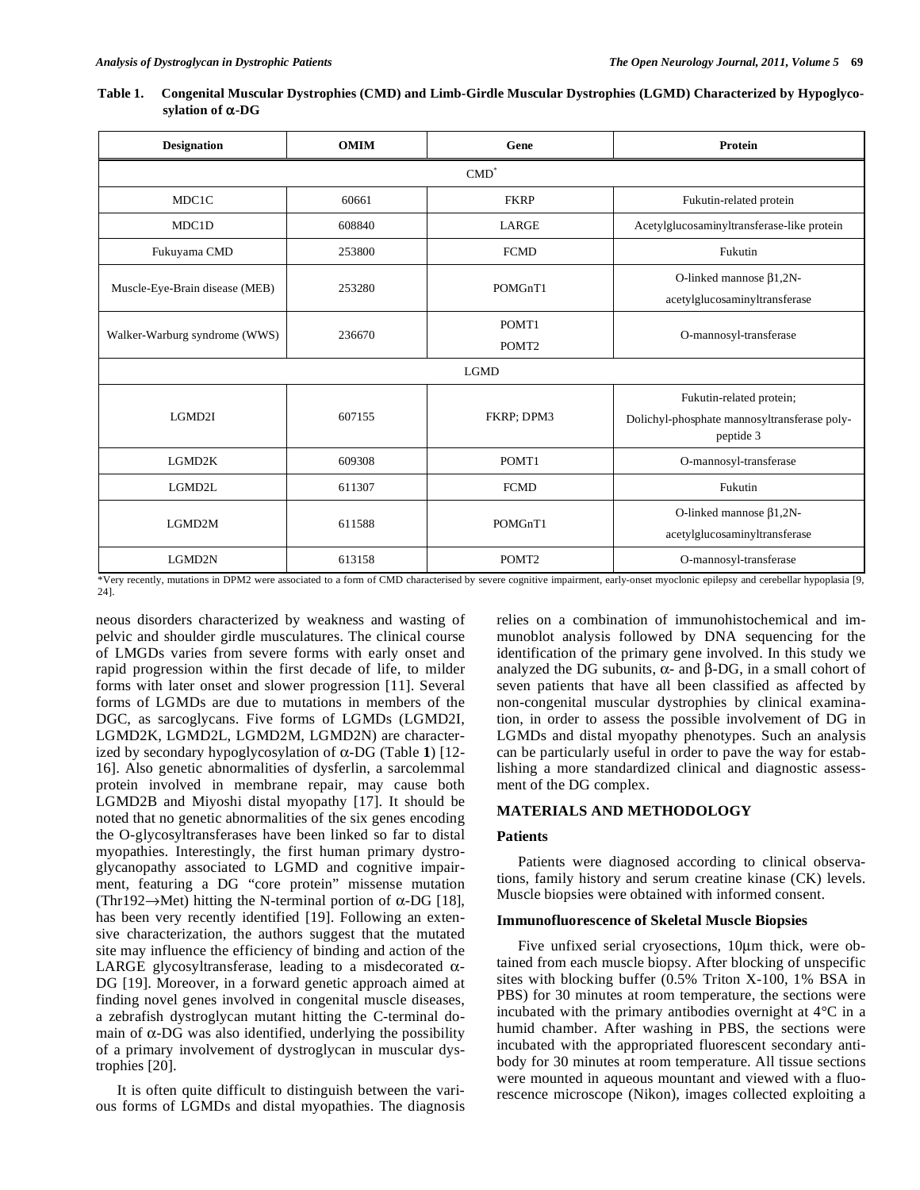**Table 1. Congenital Muscular Dystrophies (CMD) and Limb-Girdle Muscular Dystrophies (LGMD) Characterized by Hypoglycosylation of α-DG**

| Designation | OMIM | Gene | Protein |
|---|---|---|---|
| CMD* | | | |
| MDC1C | 60661 | FKRP | Fukutin-related protein |
| MDC1D | 608840 | LARGE | Acetylglucosaminyltransferase-like protein |
| Fukuyama CMD | 253800 | FCMD | Fukutin |
| Muscle-Eye-Brain disease (MEB) | 253280 | POMGnT1 | O-linked mannose β1,2N-acetylglucosaminyltransferase |
| Walker-Warburg syndrome (WWS) | 236670 | POMT1<br>POMT2 | O-mannosyl-transferase |
| LGMD | | | |
| LGMD2I | 607155 | FKRP; DPM3 | Fukutin-related protein;<br>Dolichyl-phosphate mannosyltransferase polypeptide 3 |
| LGMD2K | 609308 | POMT1 | O-mannosyl-transferase |
| LGMD2L | 611307 | FCMD | Fukutin |
| LGMD2M | 611588 | POMGnT1 | O-linked mannose β1,2N-acetylglucosaminyltransferase |
| LGMD2N | 613158 | POMT2 | O-mannosyl-transferase |

*Very recently, mutations in DPM2 were associated to a form of CMD characterised by severe cognitive impairment, early-onset myoclonic epilepsy and cerebellar hypoplasia [9, 24].

neous disorders characterized by weakness and wasting of pelvic and shoulder girdle musculatures. The clinical course of LMGDs varies from severe forms with early onset and rapid progression within the first decade of life, to milder forms with later onset and slower progression [11]. Several forms of LGMDs are due to mutations in members of the DGC, as sarcoglycans. Five forms of LGMDs (LGMD2I, LGMD2K, LGMD2L, LGMD2M, LGMD2N) are characterized by secondary hypoglycosylation of α-DG (Table **1**) [12-16]. Also genetic abnormalities of dysferlin, a sarcolemmal protein involved in membrane repair, may cause both LGMD2B and Miyoshi distal myopathy [17]. It should be noted that no genetic abnormalities of the six genes encoding the O-glycosyltransferases have been linked so far to distal myopathies. Interestingly, the first human primary dystroglycanopathy associated to LGMD and cognitive impairment, featuring a DG "core protein" missense mutation (Thr192→Met) hitting the N-terminal portion of α-DG [18], has been very recently identified [19]. Following an extensive characterization, the authors suggest that the mutated site may influence the efficiency of binding and action of the LARGE glycosyltransferase, leading to a misdecorated α-DG [19]. Moreover, in a forward genetic approach aimed at finding novel genes involved in congenital muscle diseases, a zebrafish dystroglycan mutant hitting the C-terminal domain of α-DG was also identified, underlying the possibility of a primary involvement of dystroglycan in muscular dystrophies [20].

It is often quite difficult to distinguish between the various forms of LGMDs and distal myopathies. The diagnosis relies on a combination of immunohistochemical and immunoblot analysis followed by DNA sequencing for the identification of the primary gene involved. In this study we analyzed the DG subunits, α- and β-DG, in a small cohort of seven patients that have all been classified as affected by non-congenital muscular dystrophies by clinical examination, in order to assess the possible involvement of DG in LGMDs and distal myopathy phenotypes. Such an analysis can be particularly useful in order to pave the way for establishing a more standardized clinical and diagnostic assessment of the DG complex.

## MATERIALS AND METHODOLOGY

### Patients

Patients were diagnosed according to clinical observations, family history and serum creatine kinase (CK) levels. Muscle biopsies were obtained with informed consent.

### Immunofluorescence of Skeletal Muscle Biopsies

Five unfixed serial cryosections, 10μm thick, were obtained from each muscle biopsy. After blocking of unspecific sites with blocking buffer (0.5% Triton X-100, 1% BSA in PBS) for 30 minutes at room temperature, the sections were incubated with the primary antibodies overnight at 4°C in a humid chamber. After washing in PBS, the sections were incubated with the appropriated fluorescent secondary antibody for 30 minutes at room temperature. All tissue sections were mounted in aqueous mountant and viewed with a fluorescence microscope (Nikon), images collected exploiting a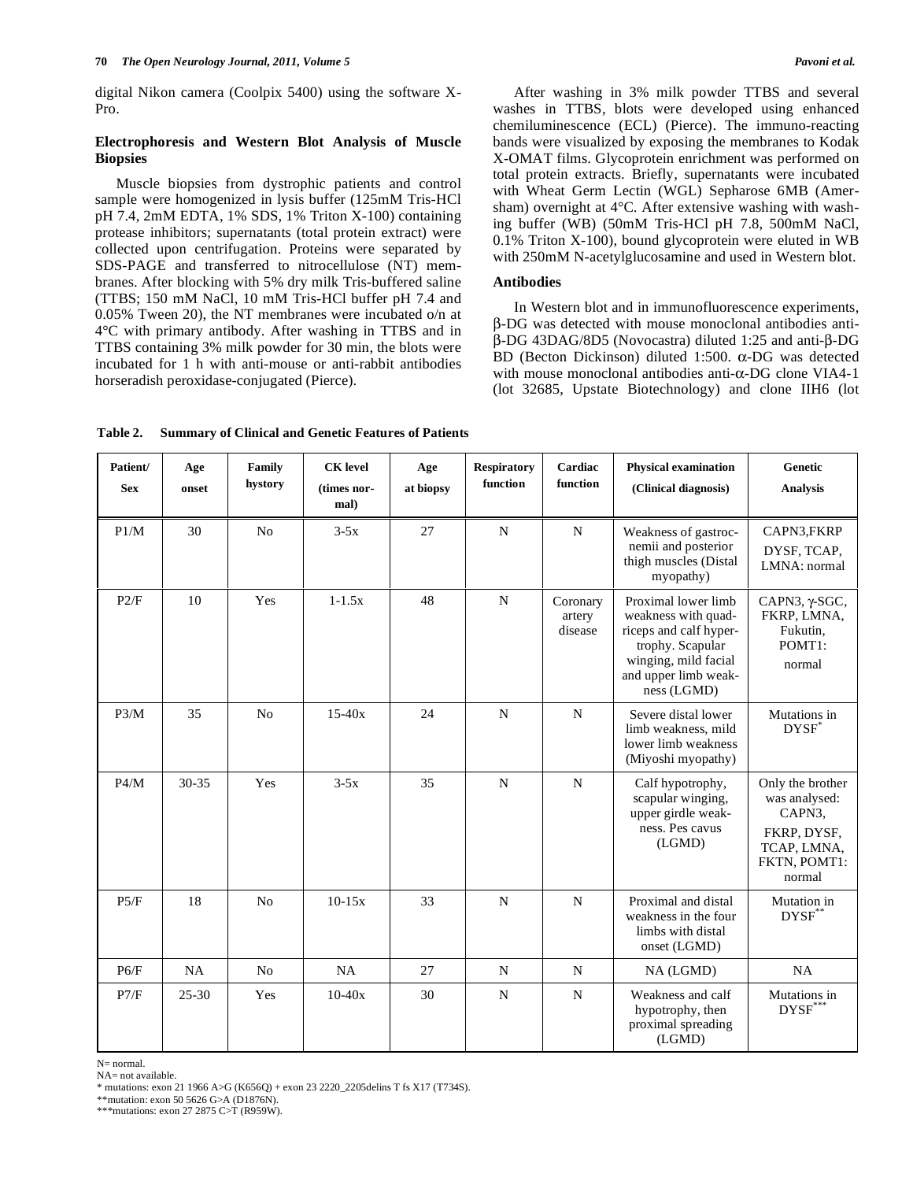digital Nikon camera (Coolpix 5400) using the software X-Pro.

### Electrophoresis and Western Blot Analysis of Muscle Biopsies

Muscle biopsies from dystrophic patients and control sample were homogenized in lysis buffer (125mM Tris-HCl pH 7.4, 2mM EDTA, 1% SDS, 1% Triton X-100) containing protease inhibitors; supernatants (total protein extract) were collected upon centrifugation. Proteins were separated by SDS-PAGE and transferred to nitrocellulose (NT) membranes. After blocking with 5% dry milk Tris-buffered saline (TTBS; 150 mM NaCl, 10 mM Tris-HCl buffer pH 7.4 and 0.05% Tween 20), the NT membranes were incubated o/n at 4°C with primary antibody. After washing in TTBS and in TTBS containing 3% milk powder for 30 min, the blots were incubated for 1 h with anti-mouse or anti-rabbit antibodies horseradish peroxidase-conjugated (Pierce).

After washing in 3% milk powder TTBS and several washes in TTBS, blots were developed using enhanced chemiluminescence (ECL) (Pierce). The immuno-reacting bands were visualized by exposing the membranes to Kodak X-OMAT films. Glycoprotein enrichment was performed on total protein extracts. Briefly, supernatants were incubated with Wheat Germ Lectin (WGL) Sepharose 6MB (Amersham) overnight at 4°C. After extensive washing with washing buffer (WB) (50mM Tris-HCl pH 7.8, 500mM NaCl, 0.1% Triton X-100), bound glycoprotein were eluted in WB with 250mM N-acetylglucosamine and used in Western blot.

### Antibodies

In Western blot and in immunofluorescence experiments, β-DG was detected with mouse monoclonal antibodies anti-β-DG 43DAG/8D5 (Novocastra) diluted 1:25 and anti-β-DG BD (Becton Dickinson) diluted 1:500. α-DG was detected with mouse monoclonal antibodies anti-α-DG clone VIA4-1 (lot 32685, Upstate Biotechnology) and clone IIH6 (lot

**Table 2. Summary of Clinical and Genetic Features of Patients**

| Patient/ Sex | Age onset | Family hystory | CK level (times normal) | Age at biopsy | Respiratory function | Cardiac function | Physical examination (Clinical diagnosis) | Genetic Analysis |
|---|---|---|---|---|---|---|---|---|
| P1/M | 30 | No | 3-5x | 27 | N | N | Weakness of gastrocnemii and posterior thigh muscles (Distal myopathy) | CAPN3,FKRP DYSF, TCAP, LMNA: normal |
| P2/F | 10 | Yes | 1-1.5x | 48 | N | Coronary artery disease | Proximal lower limb weakness with quadriceps and calf hypertrophy. Scapular winging, mild facial and upper limb weakness (LGMD) | CAPN3, γ-SGC, FKRP, LMNA, Fukutin, POMT1: normal |
| P3/M | 35 | No | 15-40x | 24 | N | N | Severe distal lower limb weakness, mild lower limb weakness (Miyoshi myopathy) | Mutations in DYSF* |
| P4/M | 30-35 | Yes | 3-5x | 35 | N | N | Calf hypotrophy, scapular winging, upper girdle weakness. Pes cavus (LGMD) | Only the brother was analysed: CAPN3, FKRP, DYSF, TCAP, LMNA, FKTN, POMT1: normal |
| P5/F | 18 | No | 10-15x | 33 | N | N | Proximal and distal weakness in the four limbs with distal onset (LGMD) | Mutation in DYSF** |
| P6/F | NA | No | NA | 27 | N | N | NA (LGMD) | NA |
| P7/F | 25-30 | Yes | 10-40x | 30 | N | N | Weakness and calf hypotrophy, then proximal spreading (LGMD) | Mutations in DYSF*** |

N= normal.
NA= not available.
* mutations: exon 21 1966 A>G (K656Q) + exon 23 2220_2205delins T fs X17 (T734S).
**mutation: exon 50 5626 G>A (D1876N).
***mutations: exon 27 2875 C>T (R959W).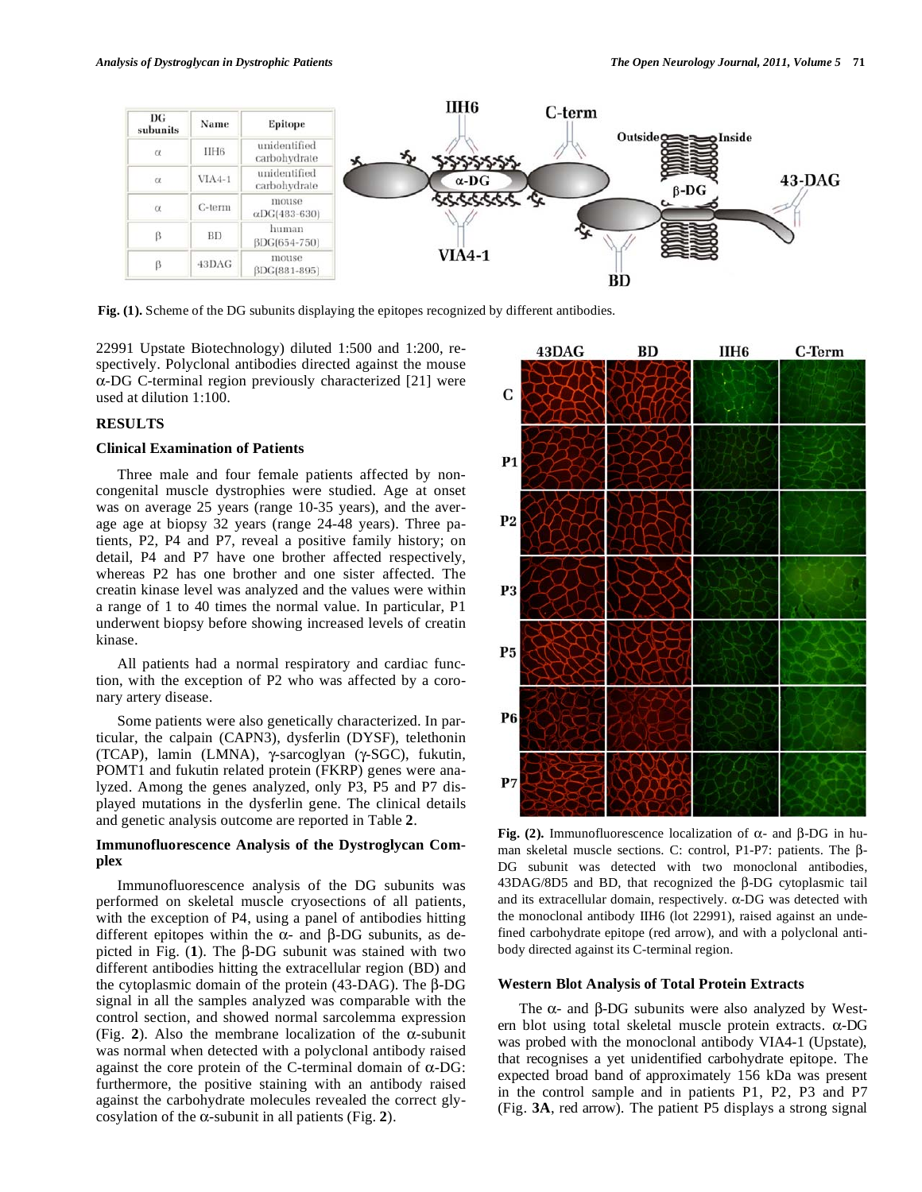| DG subunits | Name | Epitope |
|---|---|---|
| α | IIH6 | unidentified carbohydrate |
| α | VIA4-1 | unidentified carbohydrate |
| α | C-term | mouse αDG(483-630) |
| β | BD | human βDG(654-750) |
| β | 43DAG | mouse βDG(881-895) |

**Fig. (1).** Scheme of the DG subunits displaying the epitopes recognized by different antibodies.

22991 Upstate Biotechnology) diluted 1:500 and 1:200, respectively. Polyclonal antibodies directed against the mouse α-DG C-terminal region previously characterized [21] were used at dilution 1:100.

## RESULTS

### Clinical Examination of Patients

Three male and four female patients affected by non-congenital muscle dystrophies were studied. Age at onset was on average 25 years (range 10-35 years), and the average age at biopsy 32 years (range 24-48 years). Three patients, P2, P4 and P7, reveal a positive family history; on detail, P4 and P7 have one brother affected respectively, whereas P2 has one brother and one sister affected. The creatin kinase level was analyzed and the values were within a range of 1 to 40 times the normal value. In particular, P1 underwent biopsy before showing increased levels of creatin kinase.

All patients had a normal respiratory and cardiac function, with the exception of P2 who was affected by a coronary artery disease.

Some patients were also genetically characterized. In particular, the calpain (CAPN3), dysferlin (DYSF), telethonin (TCAP), lamin (LMNA), γ-sarcoglyan (γ-SGC), fukutin, POMT1 and fukutin related protein (FKRP) genes were analyzed. Among the genes analyzed, only P3, P5 and P7 displayed mutations in the dysferlin gene. The clinical details and genetic analysis outcome are reported in Table **2**.

### Immunofluorescence Analysis of the Dystroglycan Complex

Immunofluorescence analysis of the DG subunits was performed on skeletal muscle cryosections of all patients, with the exception of P4, using a panel of antibodies hitting different epitopes within the α- and β-DG subunits, as depicted in Fig. (**1**). The β-DG subunit was stained with two different antibodies hitting the extracellular region (BD) and the cytoplasmic domain of the protein (43-DAG). The β-DG signal in all the samples analyzed was comparable with the control section, and showed normal sarcolemma expression (Fig. **2**). Also the membrane localization of the α-subunit was normal when detected with a polyclonal antibody raised against the core protein of the C-terminal domain of α-DG: furthermore, the positive staining with an antibody raised against the carbohydrate molecules revealed the correct glycosylation of the α-subunit in all patients (Fig. **2**).

**Fig. (2).** Immunofluorescence localization of α- and β-DG in human skeletal muscle sections. C: control, P1-P7: patients. The β-DG subunit was detected with two monoclonal antibodies, 43DAG/8D5 and BD, that recognized the β-DG cytoplasmic tail and its extracellular domain, respectively. α-DG was detected with the monoclonal antibody IIH6 (lot 22991), raised against an undefined carbohydrate epitope (red arrow), and with a polyclonal antibody directed against its C-terminal region.

### Western Blot Analysis of Total Protein Extracts

The α- and β-DG subunits were also analyzed by Western blot using total skeletal muscle protein extracts. α-DG was probed with the monoclonal antibody VIA4-1 (Upstate), that recognises a yet unidentified carbohydrate epitope. The expected broad band of approximately 156 kDa was present in the control sample and in patients P1, P2, P3 and P7 (Fig. **3A**, red arrow). The patient P5 displays a strong signal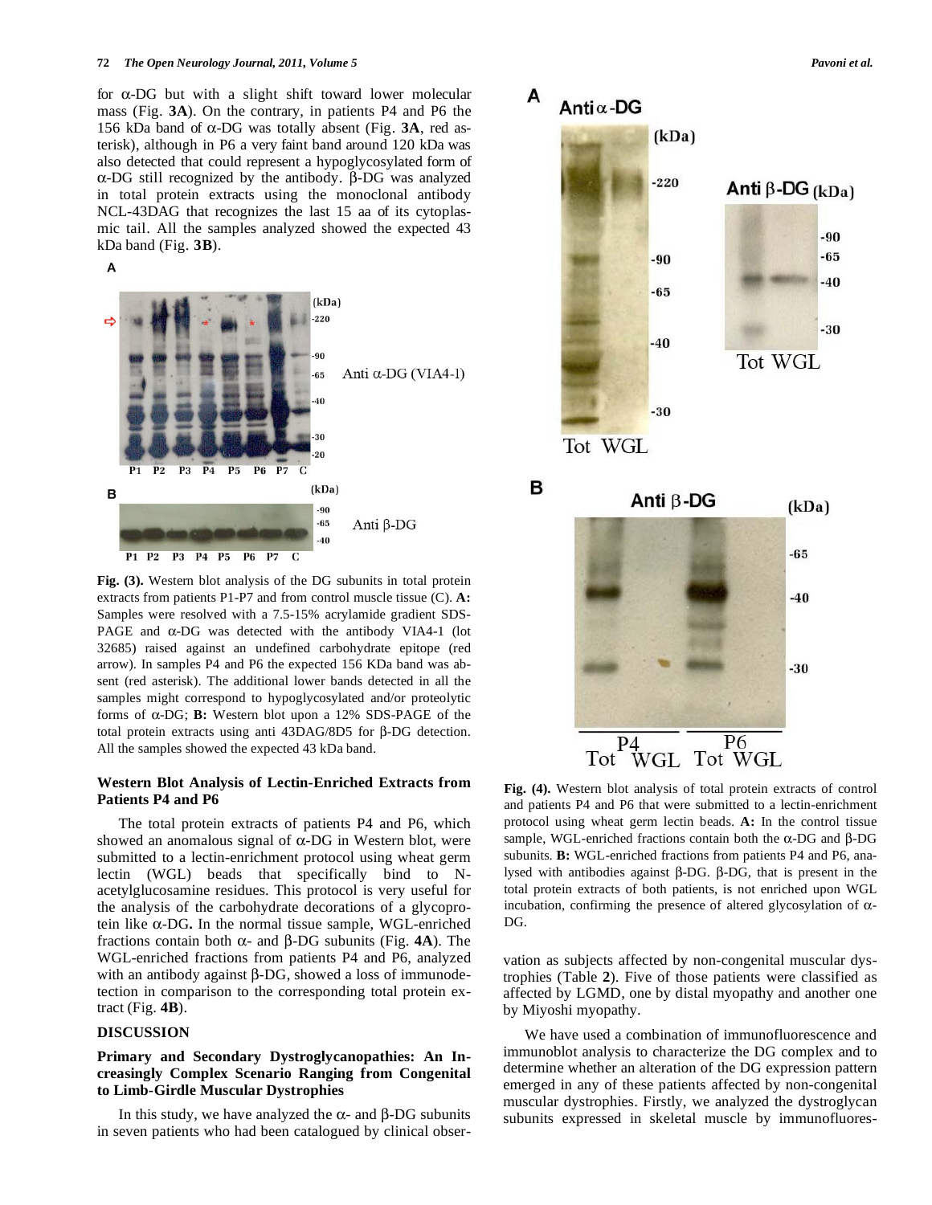for α-DG but with a slight shift toward lower molecular mass (Fig. **3A**). On the contrary, in patients P4 and P6 the 156 kDa band of α-DG was totally absent (Fig. **3A**, red asterisk), although in P6 a very faint band around 120 kDa was also detected that could represent a hypoglycosylated form of α-DG still recognized by the antibody. β-DG was analyzed in total protein extracts using the monoclonal antibody NCL-43DAG that recognizes the last 15 aa of its cytoplasmic tail. All the samples analyzed showed the expected 43 kDa band (Fig. **3B**).

**Fig. (3).** Western blot analysis of the DG subunits in total protein extracts from patients P1-P7 and from control muscle tissue (C). **A:** Samples were resolved with a 7.5-15% acrylamide gradient SDS-PAGE and α-DG was detected with the antibody VIA4-1 (lot 32685) raised against an undefined carbohydrate epitope (red arrow). In samples P4 and P6 the expected 156 KDa band was absent (red asterisk). The additional lower bands detected in all the samples might correspond to hypoglycosylated and/or proteolytic forms of α-DG; **B:** Western blot upon a 12% SDS-PAGE of the total protein extracts using anti 43DAG/8D5 for β-DG detection. All the samples showed the expected 43 kDa band.

### Western Blot Analysis of Lectin-Enriched Extracts from Patients P4 and P6

The total protein extracts of patients P4 and P6, which showed an anomalous signal of α-DG in Western blot, were submitted to a lectin-enrichment protocol using wheat germ lectin (WGL) beads that specifically bind to N-acetylglucosamine residues. This protocol is very useful for the analysis of the carbohydrate decorations of a glycoprotein like α-DG**.** In the normal tissue sample, WGL-enriched fractions contain both α- and β-DG subunits (Fig. **4A**). The WGL-enriched fractions from patients P4 and P6, analyzed with an antibody against β-DG, showed a loss of immunodetection in comparison to the corresponding total protein extract (Fig. **4B**).

## DISCUSSION

### Primary and Secondary Dystroglycanopathies: An Increasingly Complex Scenario Ranging from Congenital to Limb-Girdle Muscular Dystrophies

In this study, we have analyzed the α- and β-DG subunits in seven patients who had been catalogued by clinical observation as subjects affected by non-congenital muscular dystrophies (Table **2**). Five of those patients were classified as affected by LGMD, one by distal myopathy and another one by Miyoshi myopathy.

**Fig. (4).** Western blot analysis of total protein extracts of control and patients P4 and P6 that were submitted to a lectin-enrichment protocol using wheat germ lectin beads. **A:** In the control tissue sample, WGL-enriched fractions contain both the α-DG and β-DG subunits. **B:** WGL-enriched fractions from patients P4 and P6, analysed with antibodies against β-DG. β-DG, that is present in the total protein extracts of both patients, is not enriched upon WGL incubation, confirming the presence of altered glycosylation of α-DG.

We have used a combination of immunofluorescence and immunoblot analysis to characterize the DG complex and to determine whether an alteration of the DG expression pattern emerged in any of these patients affected by non-congenital muscular dystrophies. Firstly, we analyzed the dystroglycan subunits expressed in skeletal muscle by immunofluores-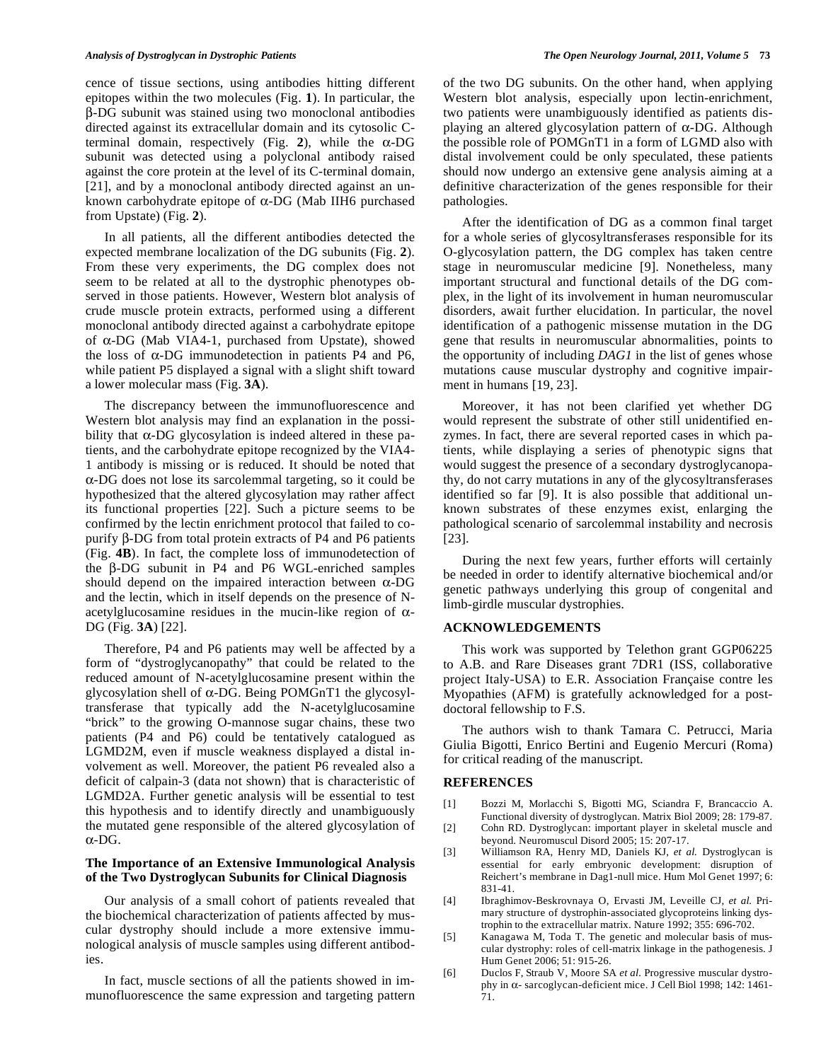cence of tissue sections, using antibodies hitting different epitopes within the two molecules (Fig. **1**). In particular, the β-DG subunit was stained using two monoclonal antibodies directed against its extracellular domain and its cytosolic C-terminal domain, respectively (Fig. **2**), while the α-DG subunit was detected using a polyclonal antibody raised against the core protein at the level of its C-terminal domain, [21], and by a monoclonal antibody directed against an unknown carbohydrate epitope of α-DG (Mab IIH6 purchased from Upstate) (Fig. **2**).

In all patients, all the different antibodies detected the expected membrane localization of the DG subunits (Fig. **2**). From these very experiments, the DG complex does not seem to be related at all to the dystrophic phenotypes observed in those patients. However, Western blot analysis of crude muscle protein extracts, performed using a different monoclonal antibody directed against a carbohydrate epitope of α-DG (Mab VIA4-1, purchased from Upstate), showed the loss of α-DG immunodetection in patients P4 and P6, while patient P5 displayed a signal with a slight shift toward a lower molecular mass (Fig. **3A**).

The discrepancy between the immunofluorescence and Western blot analysis may find an explanation in the possibility that α-DG glycosylation is indeed altered in these patients, and the carbohydrate epitope recognized by the VIA4-1 antibody is missing or is reduced. It should be noted that α-DG does not lose its sarcolemmal targeting, so it could be hypothesized that the altered glycosylation may rather affect its functional properties [22]. Such a picture seems to be confirmed by the lectin enrichment protocol that failed to co-purify β-DG from total protein extracts of P4 and P6 patients (Fig. **4B**). In fact, the complete loss of immunodetection of the β-DG subunit in P4 and P6 WGL-enriched samples should depend on the impaired interaction between α-DG and the lectin, which in itself depends on the presence of N-acetylglucosamine residues in the mucin-like region of α-DG (Fig. **3A**) [22].

Therefore, P4 and P6 patients may well be affected by a form of "dystroglycanopathy" that could be related to the reduced amount of N-acetylglucosamine present within the glycosylation shell of α-DG. Being POMGnT1 the glycosyltransferase that typically add the N-acetylglucosamine "brick" to the growing O-mannose sugar chains, these two patients (P4 and P6) could be tentatively catalogued as LGMD2M, even if muscle weakness displayed a distal involvement as well. Moreover, the patient P6 revealed also a deficit of calpain-3 (data not shown) that is characteristic of LGMD2A. Further genetic analysis will be essential to test this hypothesis and to identify directly and unambiguously the mutated gene responsible of the altered glycosylation of α-DG.

### The Importance of an Extensive Immunological Analysis of the Two Dystroglycan Subunits for Clinical Diagnosis

Our analysis of a small cohort of patients revealed that the biochemical characterization of patients affected by muscular dystrophy should include a more extensive immunological analysis of muscle samples using different antibodies.

In fact, muscle sections of all the patients showed in immunofluorescence the same expression and targeting pattern of the two DG subunits. On the other hand, when applying Western blot analysis, especially upon lectin-enrichment, two patients were unambiguously identified as patients displaying an altered glycosylation pattern of α-DG. Although the possible role of POMGnT1 in a form of LGMD also with distal involvement could be only speculated, these patients should now undergo an extensive gene analysis aiming at a definitive characterization of the genes responsible for their pathologies.

After the identification of DG as a common final target for a whole series of glycosyltransferases responsible for its O-glycosylation pattern, the DG complex has taken centre stage in neuromuscular medicine [9]. Nonetheless, many important structural and functional details of the DG complex, in the light of its involvement in human neuromuscular disorders, await further elucidation. In particular, the novel identification of a pathogenic missense mutation in the DG gene that results in neuromuscular abnormalities, points to the opportunity of including *DAG1* in the list of genes whose mutations cause muscular dystrophy and cognitive impairment in humans [19, 23].

Moreover, it has not been clarified yet whether DG would represent the substrate of other still unidentified enzymes. In fact, there are several reported cases in which patients, while displaying a series of phenotypic signs that would suggest the presence of a secondary dystroglycanopathy, do not carry mutations in any of the glycosyltransferases identified so far [9]. It is also possible that additional unknown substrates of these enzymes exist, enlarging the pathological scenario of sarcolemmal instability and necrosis [23].

During the next few years, further efforts will certainly be needed in order to identify alternative biochemical and/or genetic pathways underlying this group of congenital and limb-girdle muscular dystrophies.

## ACKNOWLEDGEMENTS

This work was supported by Telethon grant GGP06225 to A.B. and Rare Diseases grant 7DR1 (ISS, collaborative project Italy-USA) to E.R. Association Française contre les Myopathies (AFM) is gratefully acknowledged for a post-doctoral fellowship to F.S.

The authors wish to thank Tamara C. Petrucci, Maria Giulia Bigotti, Enrico Bertini and Eugenio Mercuri (Roma) for critical reading of the manuscript.

## REFERENCES

[1] Bozzi M, Morlacchi S, Bigotti MG, Sciandra F, Brancaccio A. Functional diversity of dystroglycan. Matrix Biol 2009; 28: 179-87.

[2] Cohn RD. Dystroglycan: important player in skeletal muscle and beyond. Neuromuscul Disord 2005; 15: 207-17.

[3] Williamson RA, Henry MD, Daniels KJ, *et al.* Dystroglycan is essential for early embryonic development: disruption of Reichert's membrane in Dag1-null mice. Hum Mol Genet 1997; 6: 831-41.

[4] Ibraghimov-Beskrovnaya O, Ervasti JM, Leveille CJ, *et al.* Primary structure of dystrophin-associated glycoproteins linking dystrophin to the extracellular matrix. Nature 1992; 355: 696-702.

[5] Kanagawa M, Toda T. The genetic and molecular basis of muscular dystrophy: roles of cell-matrix linkage in the pathogenesis. J Hum Genet 2006; 51: 915-26.

[6] Duclos F, Straub V, Moore SA *et al.* Progressive muscular dystrophy in α- sarcoglycan-deficient mice. J Cell Biol 1998; 142: 1461-71.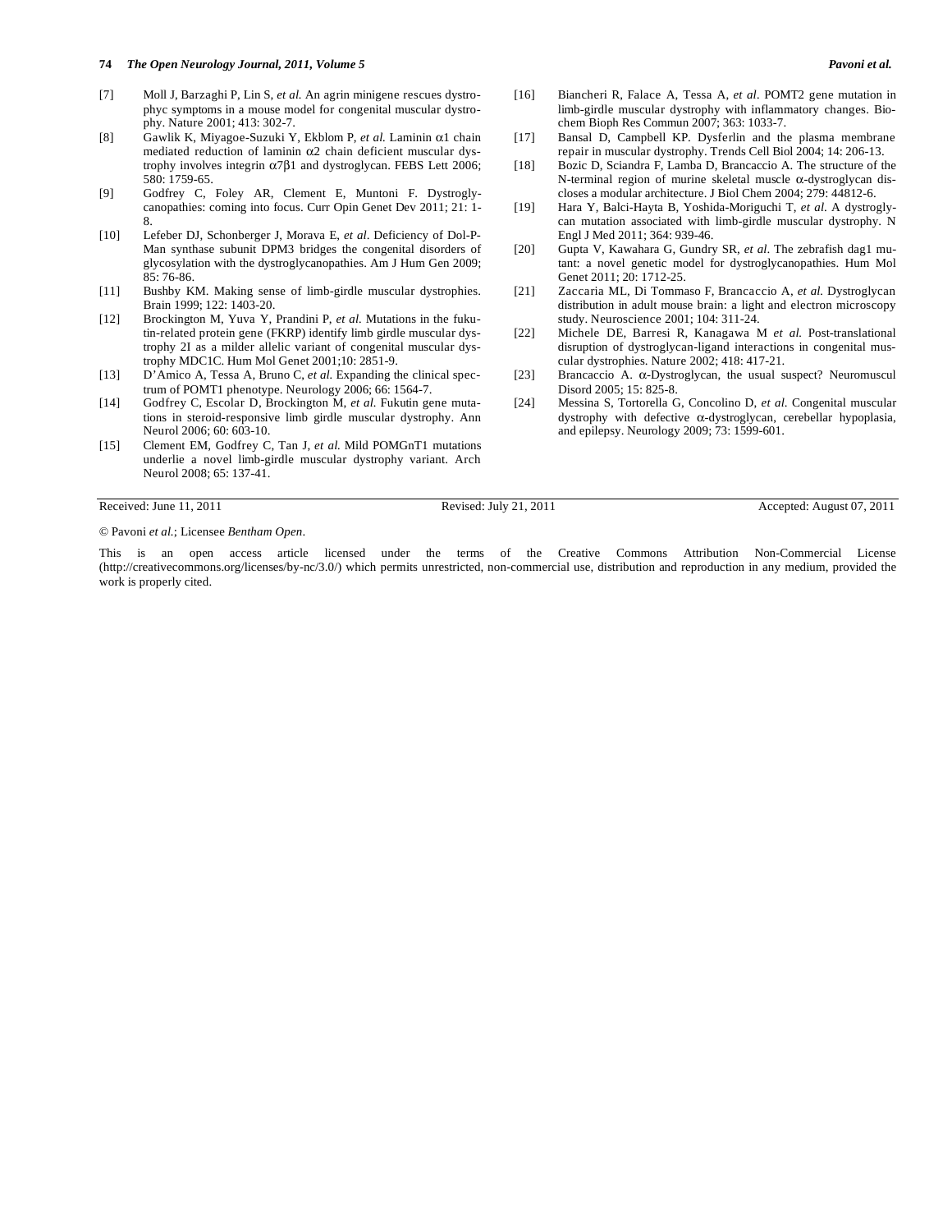[7] Moll J, Barzaghi P, Lin S, *et al.* An agrin minigene rescues dystrophyc symptoms in a mouse model for congenital muscular dystrophy. Nature 2001; 413: 302-7.

[8] Gawlik K, Miyagoe-Suzuki Y, Ekblom P, *et al.* Laminin $\alpha$1 chain mediated reduction of laminin $\alpha$2 chain deficient muscular dystrophy involves integrin $\alpha 7\beta 1$ and dystroglycan. FEBS Lett 2006; 580: 1759-65.

[9] Godfrey C, Foley AR, Clement E, Muntoni F. Dystroglycanopathies: coming into focus. Curr Opin Genet Dev 2011; 21: 1-8.

[10] Lefeber DJ, Schonberger J, Morava E, *et al*. Deficiency of Dol-P-Man synthase subunit DPM3 bridges the congenital disorders of glycosylation with the dystroglycanopathies. Am J Hum Gen 2009; 85: 76-86.

[11] Bushby KM. Making sense of limb-girdle muscular dystrophies. Brain 1999; 122: 1403-20.

[12] Brockington M, Yuva Y, Prandini P, *et al.* Mutations in the fukutin-related protein gene (FKRP) identify limb girdle muscular dystrophy 2I as a milder allelic variant of congenital muscular dystrophy MDC1C. Hum Mol Genet 2001;10: 2851-9.

[13] D'Amico A, Tessa A, Bruno C, *et al.* Expanding the clinical spectrum of POMT1 phenotype. Neurology 2006; 66: 1564-7.

[14] Godfrey C, Escolar D, Brockington M, *et al.* Fukutin gene mutations in steroid-responsive limb girdle muscular dystrophy. Ann Neurol 2006; 60: 603-10.

[15] Clement EM, Godfrey C, Tan J, *et al.* Mild POMGnT1 mutations underlie a novel limb-girdle muscular dystrophy variant. Arch Neurol 2008; 65: 137-41.

[16] Biancheri R, Falace A, Tessa A, *et al*. POMT2 gene mutation in limb-girdle muscular dystrophy with inflammatory changes. Biochem Bioph Res Commun 2007; 363: 1033-7.

[17] Bansal D, Campbell KP. Dysferlin and the plasma membrane repair in muscular dystrophy. Trends Cell Biol 2004; 14: 206-13.

[18] Bozic D, Sciandra F, Lamba D, Brancaccio A. The structure of the N-terminal region of murine skeletal muscle $\alpha$-dystroglycan discloses a modular architecture. J Biol Chem 2004; 279: 44812-6.

[19] Hara Y, Balci-Hayta B, Yoshida-Moriguchi T, *et al.* A dystroglycan mutation associated with limb-girdle muscular dystrophy. N Engl J Med 2011; 364: 939-46.

[20] Gupta V, Kawahara G, Gundry SR, *et al*. The zebrafish dag1 mutant: a novel genetic model for dystroglycanopathies. Hum Mol Genet 2011; 20: 1712-25.

[21] Zaccaria ML, Di Tommaso F, Brancaccio A, *et al.* Dystroglycan distribution in adult mouse brain: a light and electron microscopy study. Neuroscience 2001; 104: 311-24.

[22] Michele DE, Barresi R, Kanagawa M *et al.* Post-translational disruption of dystroglycan-ligand interactions in congenital muscular dystrophies. Nature 2002; 418: 417-21.

[23] Brancaccio A. $\alpha$-Dystroglycan, the usual suspect? Neuromuscul Disord 2005; 15: 825-8.

[24] Messina S, Tortorella G, Concolino D, *et al.* Congenital muscular dystrophy with defective $\alpha$-dystroglycan, cerebellar hypoplasia, and epilepsy. Neurology 2009; 73: 1599-601.

Received: June 11, 2011 Revised: July 21, 2011 Accepted: August 07, 2011

© Pavoni *et al.*; Licensee *Bentham Open*.

This is an open access article licensed under the terms of the Creative Commons Attribution Non-Commercial License (http://creativecommons.org/licenses/by-nc/3.0/) which permits unrestricted, non-commercial use, distribution and reproduction in any medium, provided the work is properly cited.